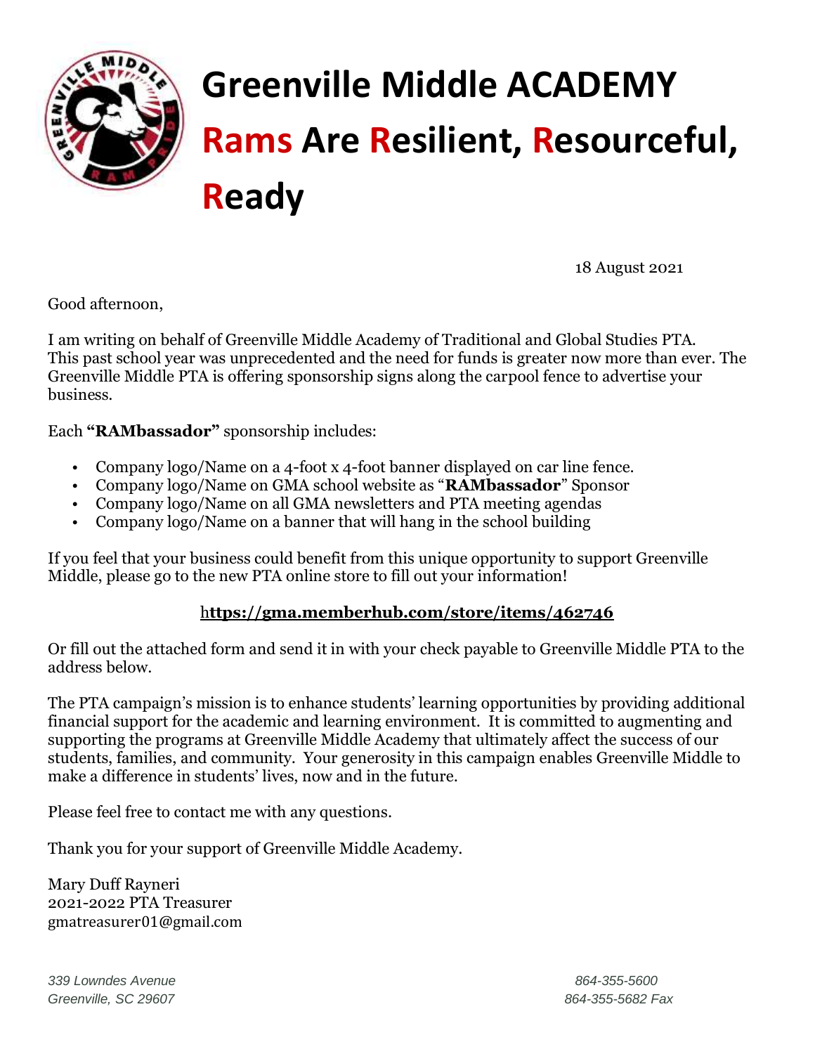# Greenville Middle ACADEMY

## Rams Are Resilient, Resourceful, Ready

18 August 2021

Good afternoon,

I am writing on behalf of Greenville Middle Academy of Traditional and Global Studies PTA. This past school year was unprecedented and the need for funds is greater now more than ever. The Greenville Middle PTA is offering sponsorship signs along the carpool fence to advertise your business.

Each **"RAMbassador"** sponsorship includes:

- Company logo/Name on a 4-foot x 4-foot banner displayed on car line fence.
- Company logo/Name on GMA school website as "**RAMbassador**" Sponsor
- Company logo/Name on all GMA newsletters and PTA meeting agendas
- Company logo/Name on a banner that will hang in the school building

If you feel that your business could benefit from this unique opportunity to support Greenville Middle, please go to the new PTA online store to fill out your information!

**https://gma.memberhub.com/store/items/462746**

Or fill out the attached form and send it in with your check payable to Greenville Middle PTA to the address below.

The PTA campaign's mission is to enhance students' learning opportunities by providing additional financial support for the academic and learning environment. It is committed to augmenting and supporting the programs at Greenville Middle Academy that ultimately affect the success of our students, families, and community. Your generosity in this campaign enables Greenville Middle to make a difference in students' lives, now and in the future.

Please feel free to contact me with any questions.

Thank you for your support of Greenville Middle Academy.

Mary Duff Rayneri
2021-2022 PTA Treasurer
gmatreasurer01@gmail.com

*339 Lowndes Avenue*
*Greenville, SC 29607*

*864-355-5600*
*864-355-5682 Fax*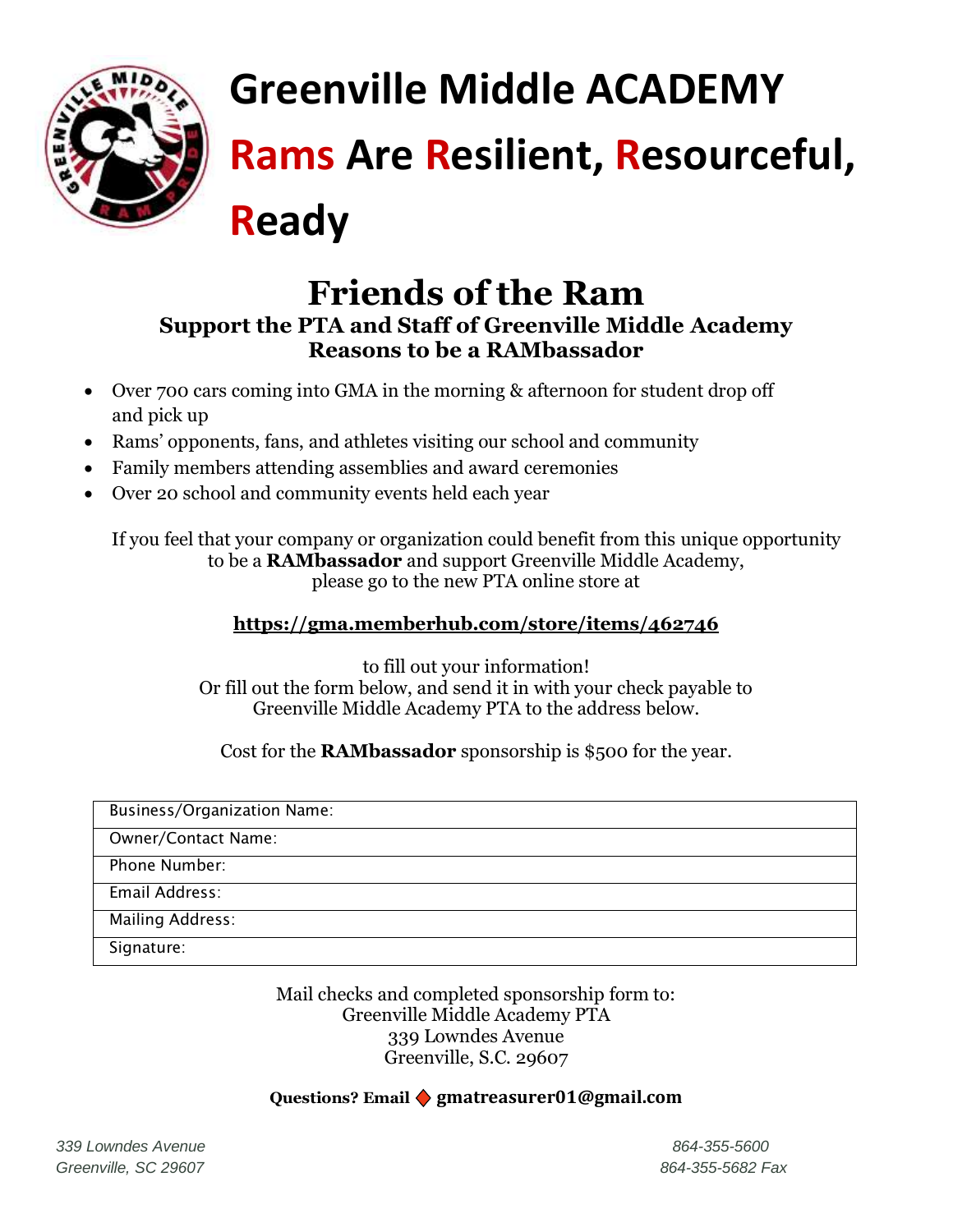# Greenville Middle ACADEMY

## Rams Are Resilient, Resourceful, Ready

## Friends of the Ram

### Support the PTA and Staff of Greenville Middle Academy

### Reasons to be a RAMbassador

- Over 700 cars coming into GMA in the morning & afternoon for student drop off and pick up
- Rams' opponents, fans, and athletes visiting our school and community
- Family members attending assemblies and award ceremonies
- Over 20 school and community events held each year

If you feel that your company or organization could benefit from this unique opportunity to be a **RAMbassador** and support Greenville Middle Academy, please go to the new PTA online store at

**https://gma.memberhub.com/store/items/462746**

to fill out your information!
Or fill out the form below, and send it in with your check payable to Greenville Middle Academy PTA to the address below.

Cost for the **RAMbassador** sponsorship is $500 for the year.

| | |
|---|---|
| Business/Organization Name: | |
| Owner/Contact Name: | |
| Phone Number: | |
| Email Address: | |
| Mailing Address: | |
| Signature: | |

Mail checks and completed sponsorship form to:
Greenville Middle Academy PTA
339 Lowndes Avenue
Greenville, S.C. 29607

**Questions? Email ◆ gmatreasurer01@gmail.com**

*339 Lowndes Avenue*
*Greenville, SC 29607*

*864-355-5600*
*864-355-5682 Fax*